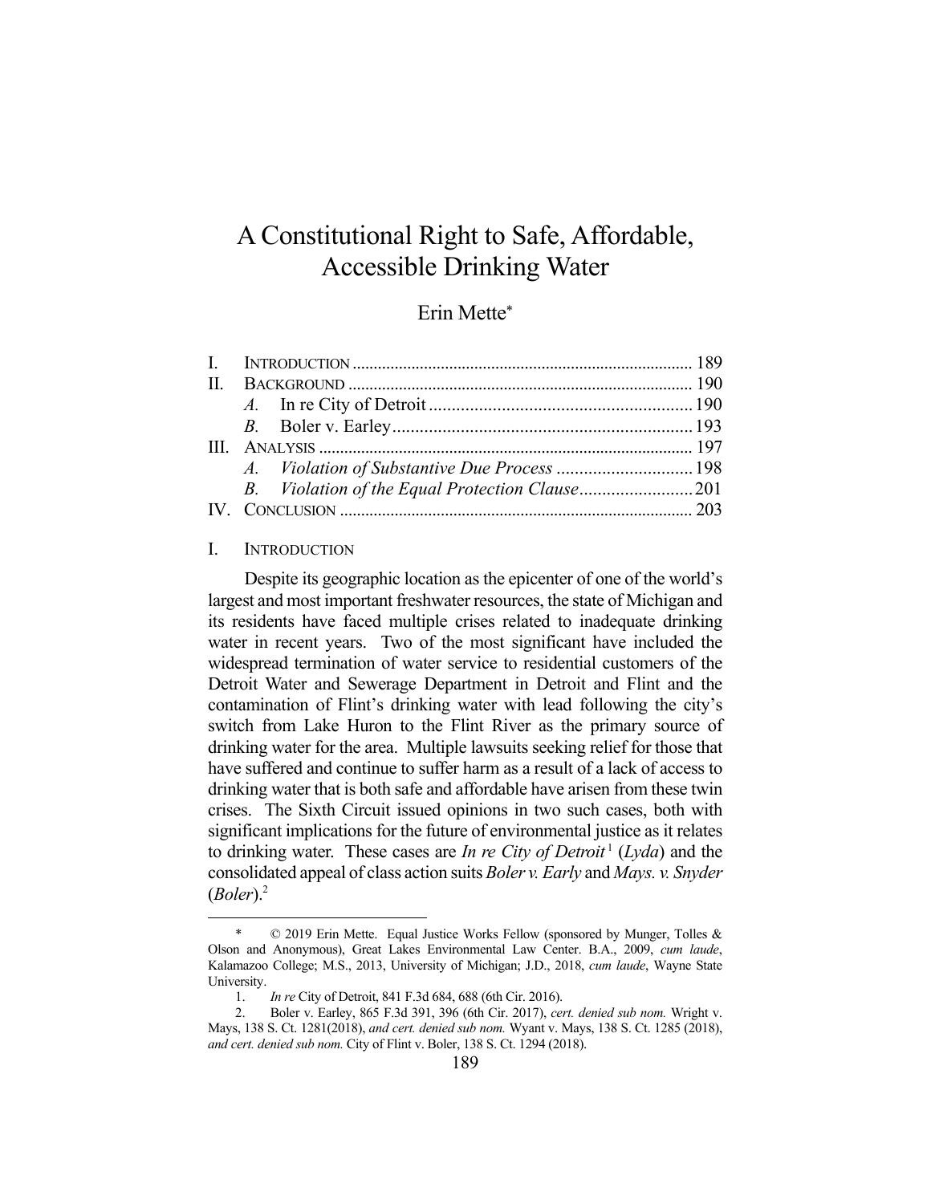# A Constitutional Right to Safe, Affordable, Accessible Drinking Water

Erin Mette*

| | | |
|---|---|---|
| I. | INTRODUCTION | 189 |
| II. | BACKGROUND | 190 |
| | *A.* In re City of Detroit | 190 |
| | *B.* Boler v. Earley | 193 |
| III. | ANALYSIS | 197 |
| | *A. Violation of Substantive Due Process* | 198 |
| | *B. Violation of the Equal Protection Clause* | 201 |
| IV. | CONCLUSION | 203 |

## I. INTRODUCTION

Despite its geographic location as the epicenter of one of the world's largest and most important freshwater resources, the state of Michigan and its residents have faced multiple crises related to inadequate drinking water in recent years. Two of the most significant have included the widespread termination of water service to residential customers of the Detroit Water and Sewerage Department in Detroit and Flint and the contamination of Flint's drinking water with lead following the city's switch from Lake Huron to the Flint River as the primary source of drinking water for the area. Multiple lawsuits seeking relief for those that have suffered and continue to suffer harm as a result of a lack of access to drinking water that is both safe and affordable have arisen from these twin crises. The Sixth Circuit issued opinions in two such cases, both with significant implications for the future of environmental justice as it relates to drinking water. These cases are *In re City of Detroit*[1] (*Lyda*) and the consolidated appeal of class action suits *Boler v. Early* and *Mays. v. Snyder* (*Boler*).[2]

---

\* © 2019 Erin Mette. Equal Justice Works Fellow (sponsored by Munger, Tolles & Olson and Anonymous), Great Lakes Environmental Law Center. B.A., 2009, *cum laude*, Kalamazoo College; M.S., 2013, University of Michigan; J.D., 2018, *cum laude*, Wayne State University.

1. *In re* City of Detroit, 841 F.3d 684, 688 (6th Cir. 2016).

2. Boler v. Earley, 865 F.3d 391, 396 (6th Cir. 2017), *cert. denied sub nom.* Wright v. Mays, 138 S. Ct. 1281(2018), *and cert. denied sub nom.* Wyant v. Mays, 138 S. Ct. 1285 (2018), *and cert. denied sub nom.* City of Flint v. Boler, 138 S. Ct. 1294 (2018).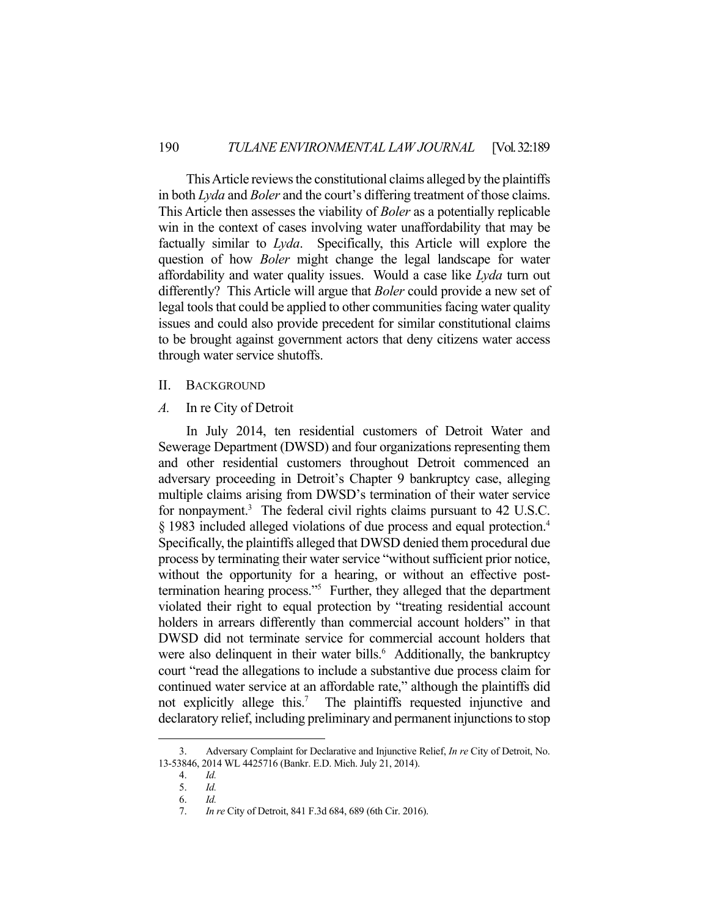This Article reviews the constitutional claims alleged by the plaintiffs in both *Lyda* and *Boler* and the court's differing treatment of those claims. This Article then assesses the viability of *Boler* as a potentially replicable win in the context of cases involving water unaffordability that may be factually similar to *Lyda*. Specifically, this Article will explore the question of how *Boler* might change the legal landscape for water affordability and water quality issues. Would a case like *Lyda* turn out differently? This Article will argue that *Boler* could provide a new set of legal tools that could be applied to other communities facing water quality issues and could also provide precedent for similar constitutional claims to be brought against government actors that deny citizens water access through water service shutoffs.

## II. Background

### *A.* In re City of Detroit

In July 2014, ten residential customers of Detroit Water and Sewerage Department (DWSD) and four organizations representing them and other residential customers throughout Detroit commenced an adversary proceeding in Detroit's Chapter 9 bankruptcy case, alleging multiple claims arising from DWSD's termination of their water service for nonpayment.[3] The federal civil rights claims pursuant to 42 U.S.C. § 1983 included alleged violations of due process and equal protection.[4] Specifically, the plaintiffs alleged that DWSD denied them procedural due process by terminating their water service "without sufficient prior notice, without the opportunity for a hearing, or without an effective post-termination hearing process."[5] Further, they alleged that the department violated their right to equal protection by "treating residential account holders in arrears differently than commercial account holders" in that DWSD did not terminate service for commercial account holders that were also delinquent in their water bills.[6] Additionally, the bankruptcy court "read the allegations to include a substantive due process claim for continued water service at an affordable rate," although the plaintiffs did not explicitly allege this.[7] The plaintiffs requested injunctive and declaratory relief, including preliminary and permanent injunctions to stop

---

3. Adversary Complaint for Declarative and Injunctive Relief, *In re* City of Detroit, No. 13-53846, 2014 WL 4425716 (Bankr. E.D. Mich. July 21, 2014).

4. *Id.*

5. *Id.*

6. *Id.*

7. *In re* City of Detroit, 841 F.3d 684, 689 (6th Cir. 2016).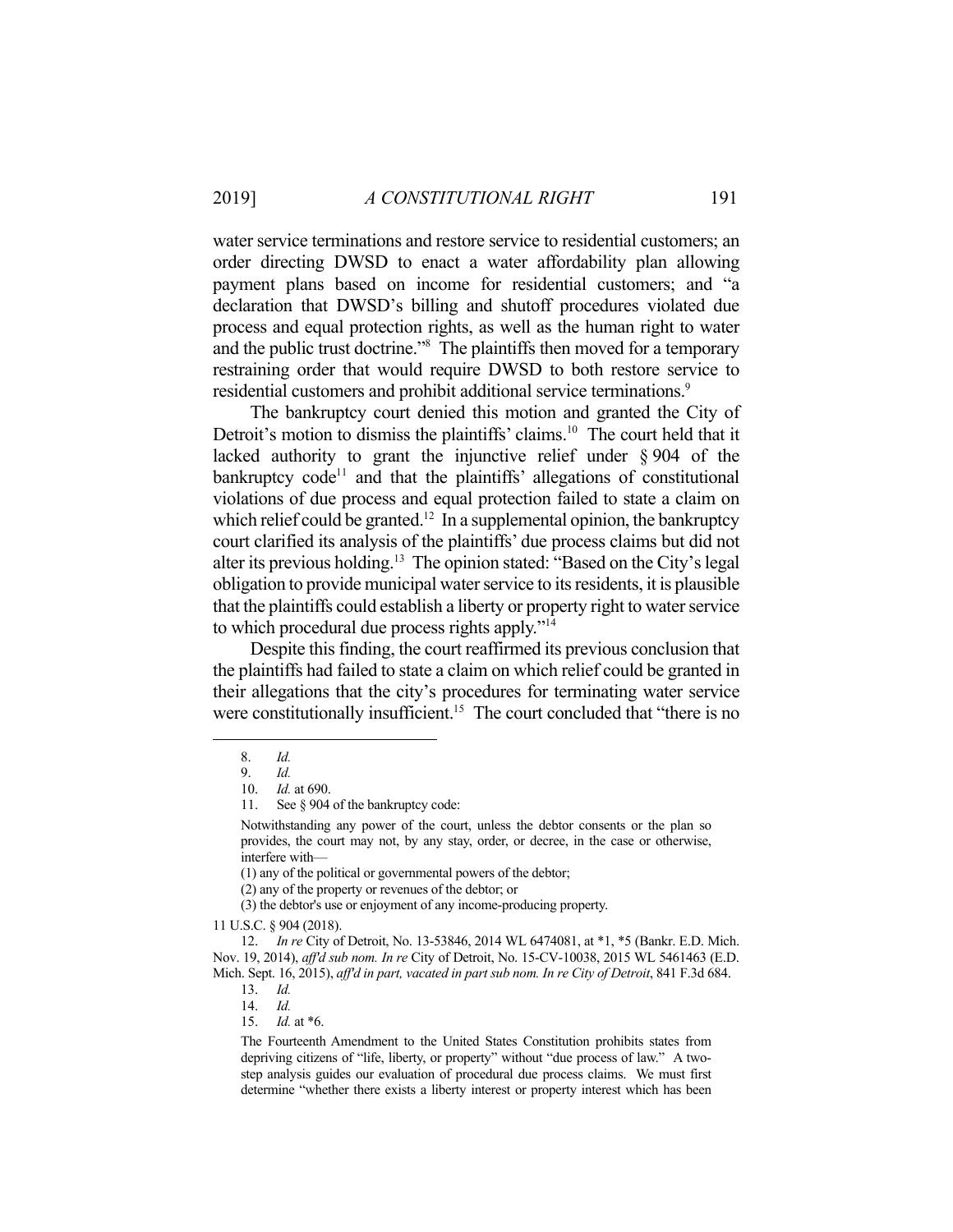water service terminations and restore service to residential customers; an order directing DWSD to enact a water affordability plan allowing payment plans based on income for residential customers; and "a declaration that DWSD's billing and shutoff procedures violated due process and equal protection rights, as well as the human right to water and the public trust doctrine."[8] The plaintiffs then moved for a temporary restraining order that would require DWSD to both restore service to residential customers and prohibit additional service terminations.[9]

The bankruptcy court denied this motion and granted the City of Detroit's motion to dismiss the plaintiffs' claims.[10] The court held that it lacked authority to grant the injunctive relief under § 904 of the bankruptcy code[11] and that the plaintiffs' allegations of constitutional violations of due process and equal protection failed to state a claim on which relief could be granted.[12] In a supplemental opinion, the bankruptcy court clarified its analysis of the plaintiffs' due process claims but did not alter its previous holding.[13] The opinion stated: "Based on the City's legal obligation to provide municipal water service to its residents, it is plausible that the plaintiffs could establish a liberty or property right to water service to which procedural due process rights apply."[14]

Despite this finding, the court reaffirmed its previous conclusion that the plaintiffs had failed to state a claim on which relief could be granted in their allegations that the city's procedures for terminating water service were constitutionally insufficient.[15] The court concluded that "there is no

---

8. *Id.*

9. *Id.*

10. *Id.* at 690.

11. See § 904 of the bankruptcy code:

> Notwithstanding any power of the court, unless the debtor consents or the plan so provides, the court may not, by any stay, order, or decree, in the case or otherwise, interfere with—
>
> (1) any of the political or governmental powers of the debtor;
>
> (2) any of the property or revenues of the debtor; or
>
> (3) the debtor's use or enjoyment of any income-producing property.

11 U.S.C. § 904 (2018).

12. *In re* City of Detroit, No. 13-53846, 2014 WL 6474081, at *1, *5 (Bankr. E.D. Mich. Nov. 19, 2014), *aff'd sub nom. In re* City of Detroit, No. 15-CV-10038, 2015 WL 5461463 (E.D. Mich. Sept. 16, 2015), *aff'd in part, vacated in part sub nom. In re City of Detroit*, 841 F.3d 684.

13. *Id.*

14. *Id.*

15. *Id.* at *6.

> The Fourteenth Amendment to the United States Constitution prohibits states from depriving citizens of "life, liberty, or property" without "due process of law." A two-step analysis guides our evaluation of procedural due process claims. We must first determine "whether there exists a liberty interest or property interest which has been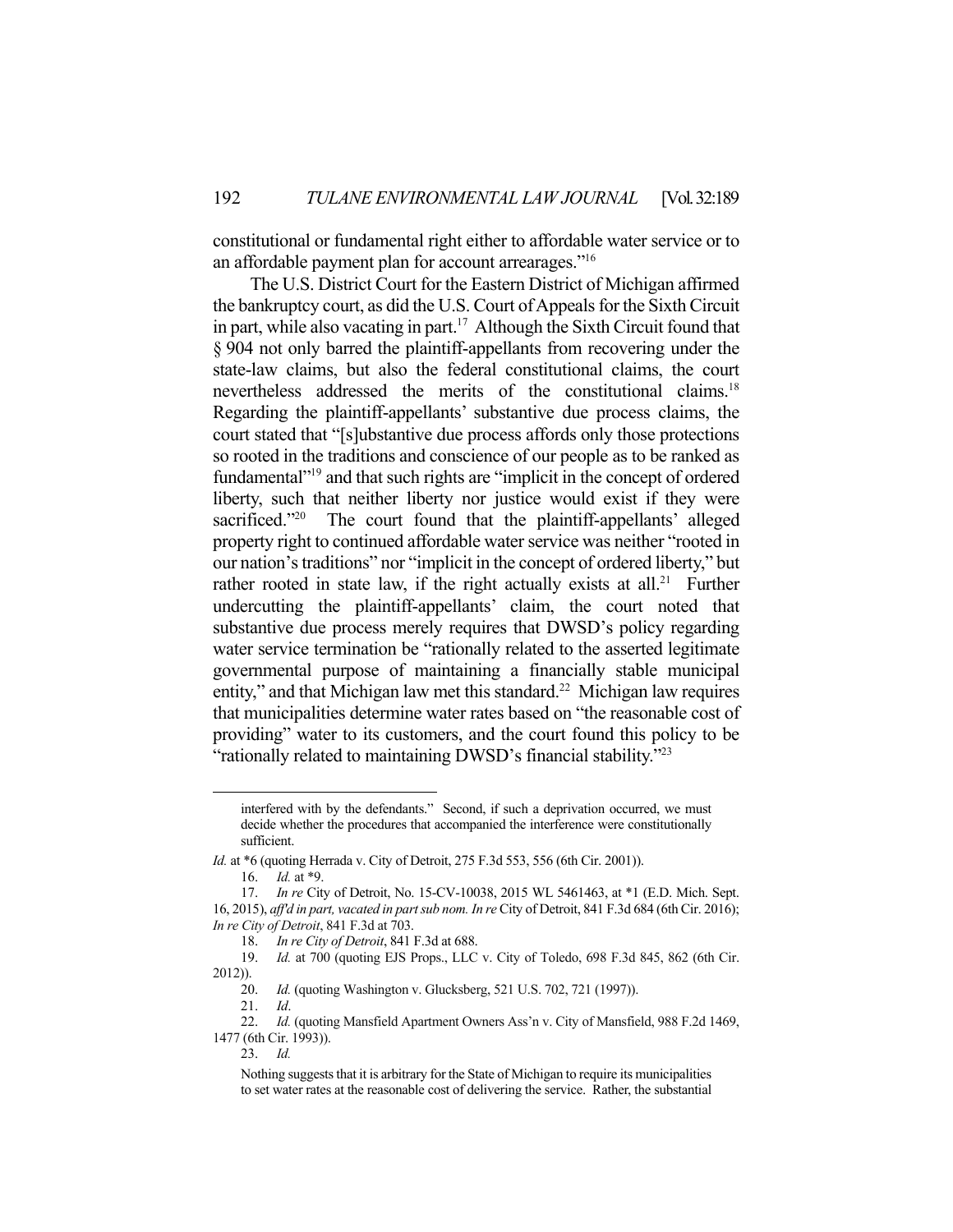constitutional or fundamental right either to affordable water service or to an affordable payment plan for account arrearages."[16]

The U.S. District Court for the Eastern District of Michigan affirmed the bankruptcy court, as did the U.S. Court of Appeals for the Sixth Circuit in part, while also vacating in part.[17] Although the Sixth Circuit found that § 904 not only barred the plaintiff-appellants from recovering under the state-law claims, but also the federal constitutional claims, the court nevertheless addressed the merits of the constitutional claims.[18] Regarding the plaintiff-appellants' substantive due process claims, the court stated that "[s]ubstantive due process affords only those protections so rooted in the traditions and conscience of our people as to be ranked as fundamental"[19] and that such rights are "implicit in the concept of ordered liberty, such that neither liberty nor justice would exist if they were sacrificed."[20] The court found that the plaintiff-appellants' alleged property right to continued affordable water service was neither "rooted in our nation's traditions" nor "implicit in the concept of ordered liberty," but rather rooted in state law, if the right actually exists at all.[21] Further undercutting the plaintiff-appellants' claim, the court noted that substantive due process merely requires that DWSD's policy regarding water service termination be "rationally related to the asserted legitimate governmental purpose of maintaining a financially stable municipal entity," and that Michigan law met this standard.[22] Michigan law requires that municipalities determine water rates based on "the reasonable cost of providing" water to its customers, and the court found this policy to be "rationally related to maintaining DWSD's financial stability."[23]

---

> interfered with by the defendants." Second, if such a deprivation occurred, we must decide whether the procedures that accompanied the interference were constitutionally sufficient.

*Id.* at *6 (quoting Herrada v. City of Detroit, 275 F.3d 553, 556 (6th Cir. 2001)).

16. *Id.* at *9.

17. *In re* City of Detroit, No. 15-CV-10038, 2015 WL 5461463, at *1 (E.D. Mich. Sept. 16, 2015), *aff'd in part, vacated in part sub nom. In re* City of Detroit, 841 F.3d 684 (6th Cir. 2016); *In re City of Detroit*, 841 F.3d at 703.

18. *In re City of Detroit*, 841 F.3d at 688.

19. *Id.* at 700 (quoting EJS Props., LLC v. City of Toledo, 698 F.3d 845, 862 (6th Cir. 2012)).

20. *Id.* (quoting Washington v. Glucksberg, 521 U.S. 702, 721 (1997)).

21. *Id*.

22. *Id.* (quoting Mansfield Apartment Owners Ass'n v. City of Mansfield, 988 F.2d 1469, 1477 (6th Cir. 1993)).

23. *Id.*

> Nothing suggests that it is arbitrary for the State of Michigan to require its municipalities to set water rates at the reasonable cost of delivering the service. Rather, the substantial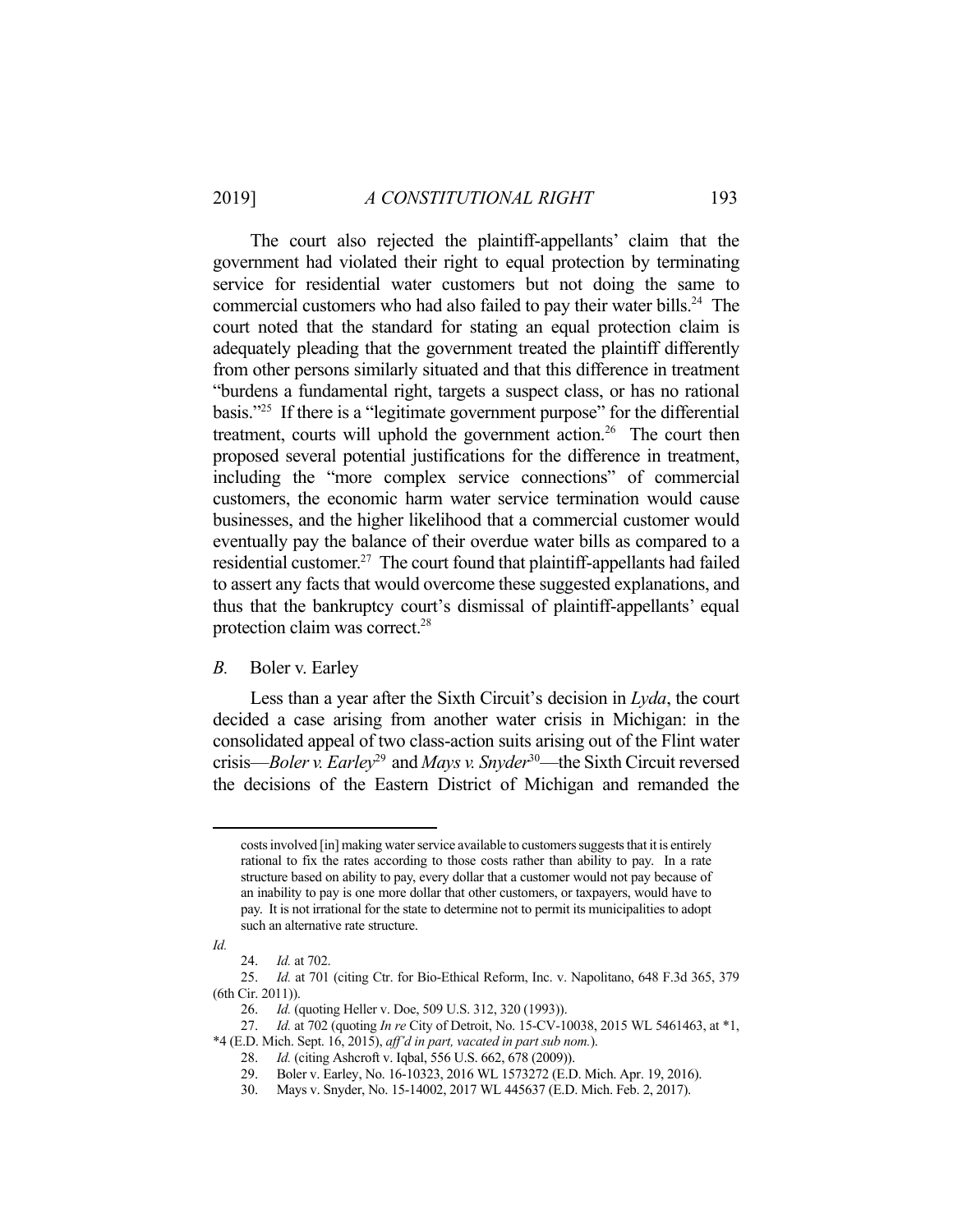The court also rejected the plaintiff-appellants' claim that the government had violated their right to equal protection by terminating service for residential water customers but not doing the same to commercial customers who had also failed to pay their water bills.[24] The court noted that the standard for stating an equal protection claim is adequately pleading that the government treated the plaintiff differently from other persons similarly situated and that this difference in treatment "burdens a fundamental right, targets a suspect class, or has no rational basis."[25] If there is a "legitimate government purpose" for the differential treatment, courts will uphold the government action.[26] The court then proposed several potential justifications for the difference in treatment, including the "more complex service connections" of commercial customers, the economic harm water service termination would cause businesses, and the higher likelihood that a commercial customer would eventually pay the balance of their overdue water bills as compared to a residential customer.[27] The court found that plaintiff-appellants had failed to assert any facts that would overcome these suggested explanations, and thus that the bankruptcy court's dismissal of plaintiff-appellants' equal protection claim was correct.[28]

### *B.* Boler v. Earley

Less than a year after the Sixth Circuit's decision in *Lyda*, the court decided a case arising from another water crisis in Michigan: in the consolidated appeal of two class-action suits arising out of the Flint water crisis—*Boler v. Earley*[29] and *Mays v. Snyder*[30]—the Sixth Circuit reversed the decisions of the Eastern District of Michigan and remanded the

---

> costs involved [in] making water service available to customers suggests that it is entirely rational to fix the rates according to those costs rather than ability to pay. In a rate structure based on ability to pay, every dollar that a customer would not pay because of an inability to pay is one more dollar that other customers, or taxpayers, would have to pay. It is not irrational for the state to determine not to permit its municipalities to adopt such an alternative rate structure.

*Id.*

24. *Id.* at 702.
25. *Id.* at 701 (citing Ctr. for Bio-Ethical Reform, Inc. v. Napolitano, 648 F.3d 365, 379 (6th Cir. 2011)).
26. *Id.* (quoting Heller v. Doe, 509 U.S. 312, 320 (1993)).
27. *Id.* at 702 (quoting *In re* City of Detroit, No. 15-CV-10038, 2015 WL 5461463, at *1, *4 (E.D. Mich. Sept. 16, 2015), *aff'd in part, vacated in part sub nom.*).
28. *Id.* (citing Ashcroft v. Iqbal, 556 U.S. 662, 678 (2009)).
29. Boler v. Earley, No. 16-10323, 2016 WL 1573272 (E.D. Mich. Apr. 19, 2016).
30. Mays v. Snyder, No. 15-14002, 2017 WL 445637 (E.D. Mich. Feb. 2, 2017).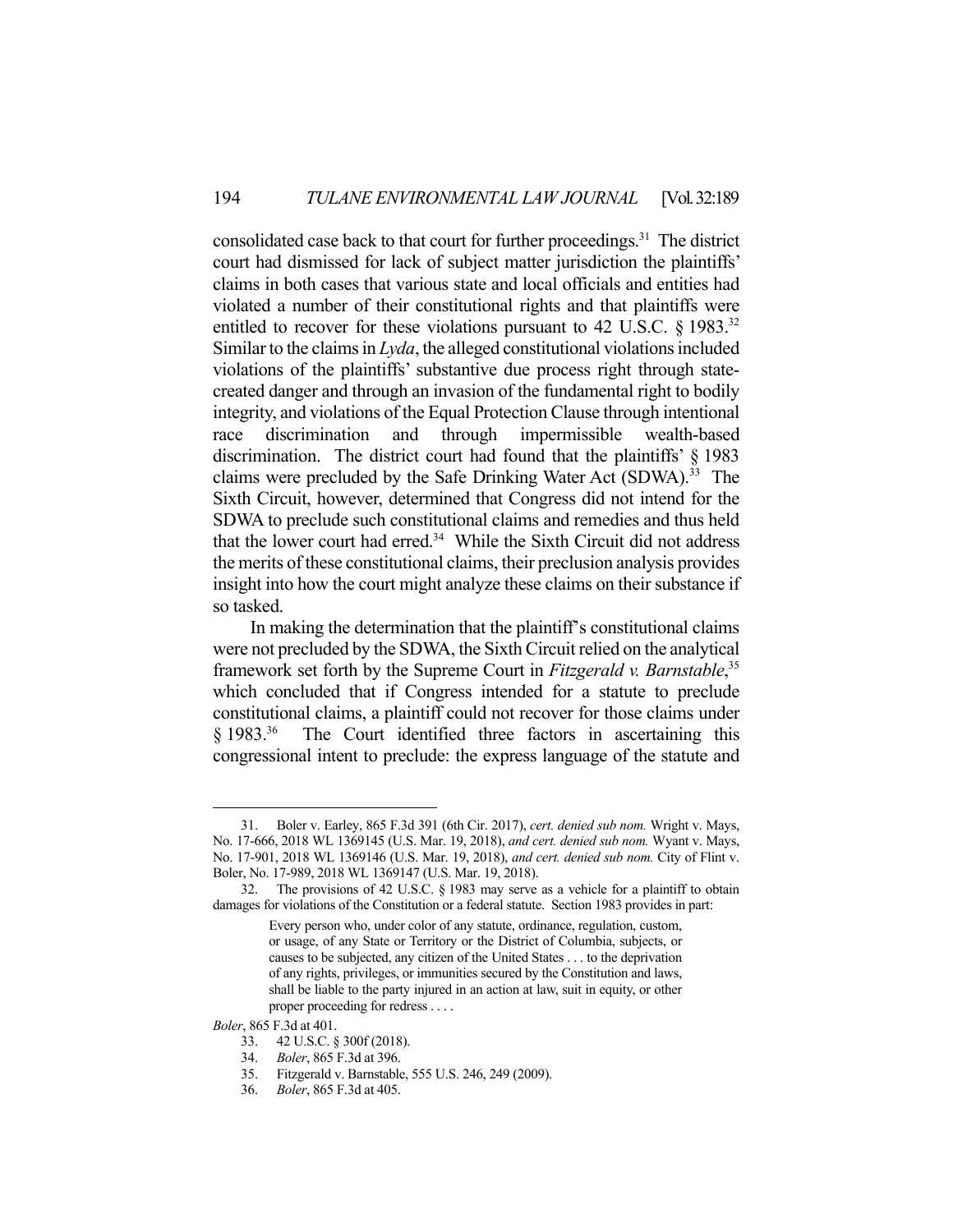consolidated case back to that court for further proceedings.[31] The district court had dismissed for lack of subject matter jurisdiction the plaintiffs' claims in both cases that various state and local officials and entities had violated a number of their constitutional rights and that plaintiffs were entitled to recover for these violations pursuant to 42 U.S.C. § 1983.[32] Similar to the claims in *Lyda*, the alleged constitutional violations included violations of the plaintiffs' substantive due process right through state-created danger and through an invasion of the fundamental right to bodily integrity, and violations of the Equal Protection Clause through intentional race discrimination and through impermissible wealth-based discrimination. The district court had found that the plaintiffs' § 1983 claims were precluded by the Safe Drinking Water Act (SDWA).[33] The Sixth Circuit, however, determined that Congress did not intend for the SDWA to preclude such constitutional claims and remedies and thus held that the lower court had erred.[34] While the Sixth Circuit did not address the merits of these constitutional claims, their preclusion analysis provides insight into how the court might analyze these claims on their substance if so tasked.

In making the determination that the plaintiff's constitutional claims were not precluded by the SDWA, the Sixth Circuit relied on the analytical framework set forth by the Supreme Court in *Fitzgerald v. Barnstable*,[35] which concluded that if Congress intended for a statute to preclude constitutional claims, a plaintiff could not recover for those claims under § 1983.[36] The Court identified three factors in ascertaining this congressional intent to preclude: the express language of the statute and

---

31. Boler v. Earley, 865 F.3d 391 (6th Cir. 2017), *cert. denied sub nom.* Wright v. Mays, No. 17-666, 2018 WL 1369145 (U.S. Mar. 19, 2018), *and cert. denied sub nom.* Wyant v. Mays, No. 17-901, 2018 WL 1369146 (U.S. Mar. 19, 2018), *and cert. denied sub nom.* City of Flint v. Boler, No. 17-989, 2018 WL 1369147 (U.S. Mar. 19, 2018).

32. The provisions of 42 U.S.C. § 1983 may serve as a vehicle for a plaintiff to obtain damages for violations of the Constitution or a federal statute. Section 1983 provides in part:

> Every person who, under color of any statute, ordinance, regulation, custom, or usage, of any State or Territory or the District of Columbia, subjects, or causes to be subjected, any citizen of the United States . . . to the deprivation of any rights, privileges, or immunities secured by the Constitution and laws, shall be liable to the party injured in an action at law, suit in equity, or other proper proceeding for redress . . . .

*Boler*, 865 F.3d at 401.

33. 42 U.S.C. § 300f (2018).

34. *Boler*, 865 F.3d at 396.

35. Fitzgerald v. Barnstable, 555 U.S. 246, 249 (2009).

36. *Boler*, 865 F.3d at 405.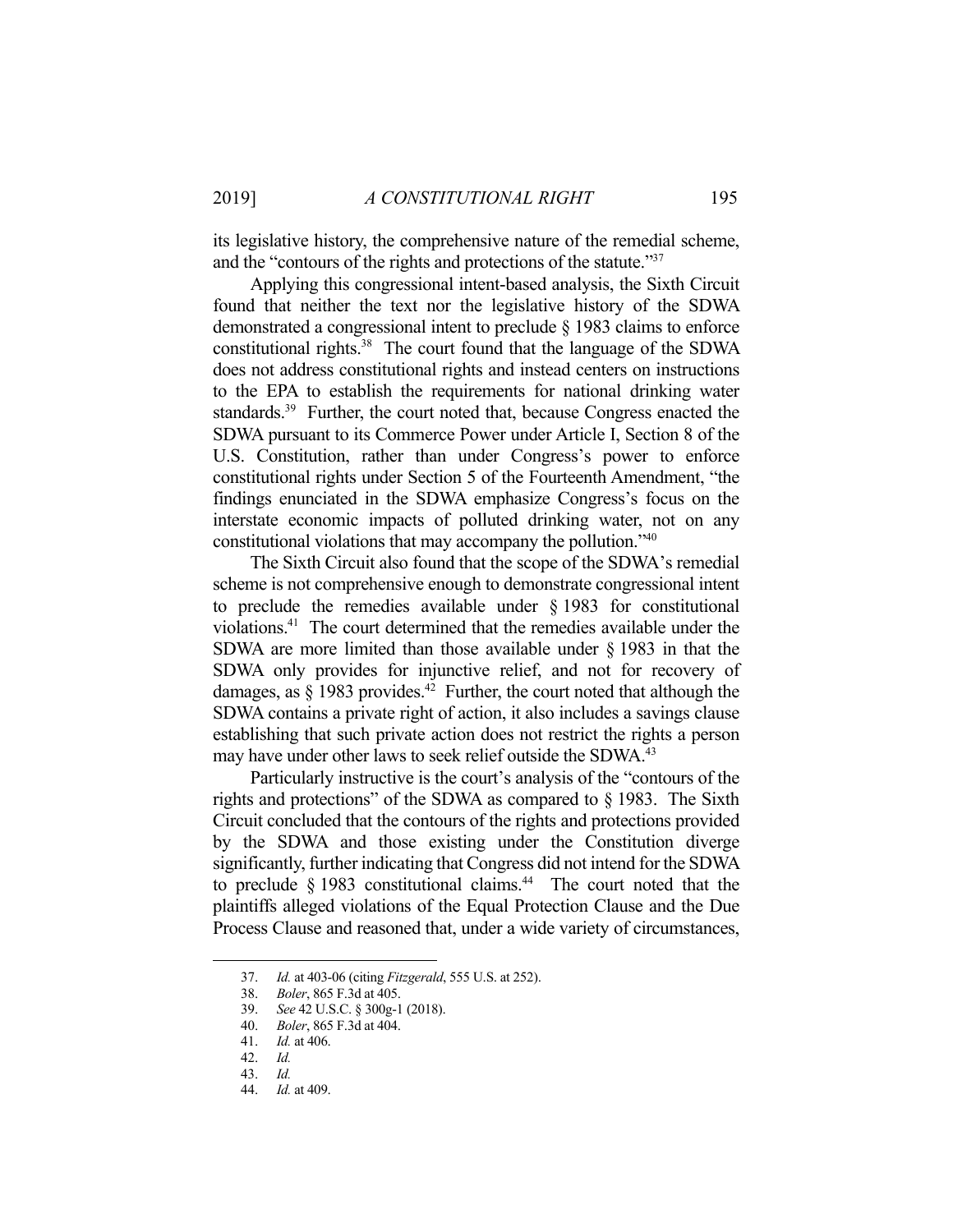its legislative history, the comprehensive nature of the remedial scheme, and the "contours of the rights and protections of the statute."[37]

Applying this congressional intent-based analysis, the Sixth Circuit found that neither the text nor the legislative history of the SDWA demonstrated a congressional intent to preclude § 1983 claims to enforce constitutional rights.[38] The court found that the language of the SDWA does not address constitutional rights and instead centers on instructions to the EPA to establish the requirements for national drinking water standards.[39] Further, the court noted that, because Congress enacted the SDWA pursuant to its Commerce Power under Article I, Section 8 of the U.S. Constitution, rather than under Congress's power to enforce constitutional rights under Section 5 of the Fourteenth Amendment, "the findings enunciated in the SDWA emphasize Congress's focus on the interstate economic impacts of polluted drinking water, not on any constitutional violations that may accompany the pollution."[40]

The Sixth Circuit also found that the scope of the SDWA's remedial scheme is not comprehensive enough to demonstrate congressional intent to preclude the remedies available under § 1983 for constitutional violations.[41] The court determined that the remedies available under the SDWA are more limited than those available under § 1983 in that the SDWA only provides for injunctive relief, and not for recovery of damages, as § 1983 provides.[42] Further, the court noted that although the SDWA contains a private right of action, it also includes a savings clause establishing that such private action does not restrict the rights a person may have under other laws to seek relief outside the SDWA.[43]

Particularly instructive is the court's analysis of the "contours of the rights and protections" of the SDWA as compared to § 1983. The Sixth Circuit concluded that the contours of the rights and protections provided by the SDWA and those existing under the Constitution diverge significantly, further indicating that Congress did not intend for the SDWA to preclude § 1983 constitutional claims.[44] The court noted that the plaintiffs alleged violations of the Equal Protection Clause and the Due Process Clause and reasoned that, under a wide variety of circumstances,

---

37. *Id.* at 403-06 (citing *Fitzgerald*, 555 U.S. at 252).
38. *Boler*, 865 F.3d at 405.
39. *See* 42 U.S.C. § 300g-1 (2018).
40. *Boler*, 865 F.3d at 404.
41. *Id.* at 406.
42. *Id.*
43. *Id.*
44. *Id.* at 409.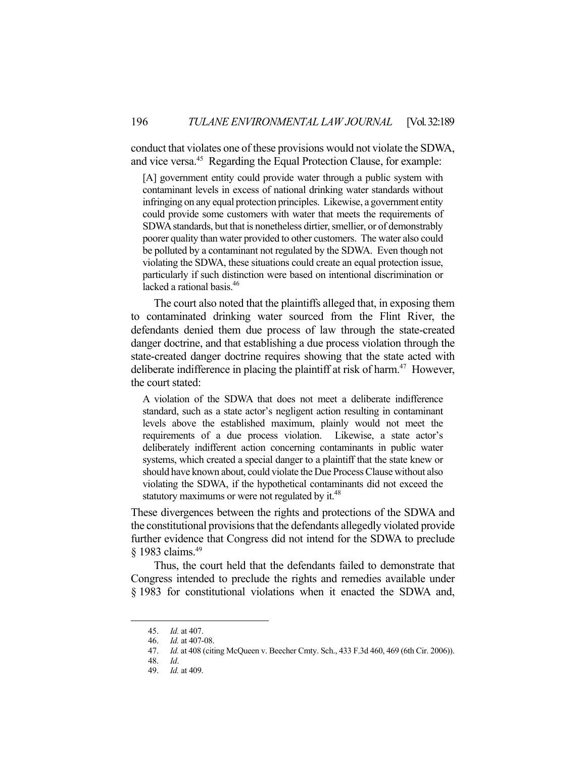conduct that violates one of these provisions would not violate the SDWA, and vice versa.[45] Regarding the Equal Protection Clause, for example:

> [A] government entity could provide water through a public system with contaminant levels in excess of national drinking water standards without infringing on any equal protection principles. Likewise, a government entity could provide some customers with water that meets the requirements of SDWA standards, but that is nonetheless dirtier, smellier, or of demonstrably poorer quality than water provided to other customers. The water also could be polluted by a contaminant not regulated by the SDWA. Even though not violating the SDWA, these situations could create an equal protection issue, particularly if such distinction were based on intentional discrimination or lacked a rational basis.[46]

The court also noted that the plaintiffs alleged that, in exposing them to contaminated drinking water sourced from the Flint River, the defendants denied them due process of law through the state-created danger doctrine, and that establishing a due process violation through the state-created danger doctrine requires showing that the state acted with deliberate indifference in placing the plaintiff at risk of harm.[47] However, the court stated:

> A violation of the SDWA that does not meet a deliberate indifference standard, such as a state actor's negligent action resulting in contaminant levels above the established maximum, plainly would not meet the requirements of a due process violation. Likewise, a state actor's deliberately indifferent action concerning contaminants in public water systems, which created a special danger to a plaintiff that the state knew or should have known about, could violate the Due Process Clause without also violating the SDWA, if the hypothetical contaminants did not exceed the statutory maximums or were not regulated by it.[48]

These divergences between the rights and protections of the SDWA and the constitutional provisions that the defendants allegedly violated provide further evidence that Congress did not intend for the SDWA to preclude § 1983 claims.[49]

Thus, the court held that the defendants failed to demonstrate that Congress intended to preclude the rights and remedies available under § 1983 for constitutional violations when it enacted the SDWA and,

---

45. *Id.* at 407.
46. *Id.* at 407-08.
47. *Id.* at 408 (citing McQueen v. Beecher Cmty. Sch., 433 F.3d 460, 469 (6th Cir. 2006)).
48. *Id*.
49. *Id.* at 409.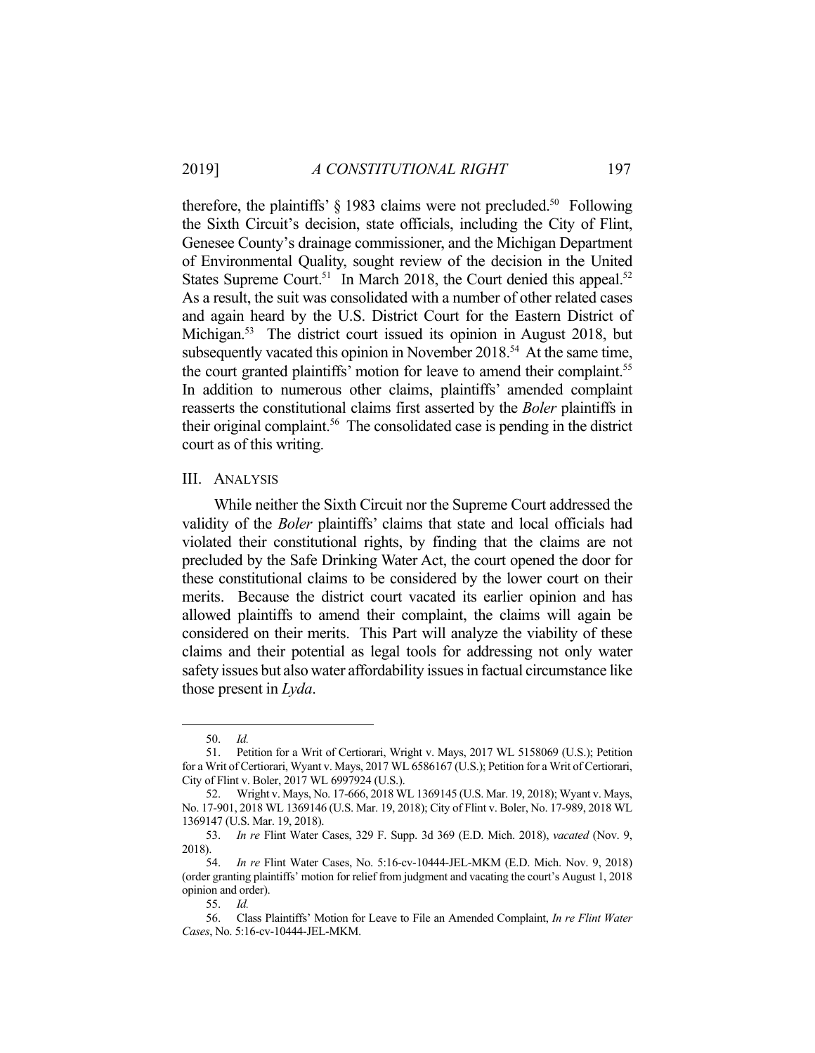therefore, the plaintiffs' § 1983 claims were not precluded.[50] Following the Sixth Circuit's decision, state officials, including the City of Flint, Genesee County's drainage commissioner, and the Michigan Department of Environmental Quality, sought review of the decision in the United States Supreme Court.[51] In March 2018, the Court denied this appeal.[52] As a result, the suit was consolidated with a number of other related cases and again heard by the U.S. District Court for the Eastern District of Michigan.[53] The district court issued its opinion in August 2018, but subsequently vacated this opinion in November 2018.[54] At the same time, the court granted plaintiffs' motion for leave to amend their complaint.[55] In addition to numerous other claims, plaintiffs' amended complaint reasserts the constitutional claims first asserted by the *Boler* plaintiffs in their original complaint.[56] The consolidated case is pending in the district court as of this writing.

## III. Analysis

While neither the Sixth Circuit nor the Supreme Court addressed the validity of the *Boler* plaintiffs' claims that state and local officials had violated their constitutional rights, by finding that the claims are not precluded by the Safe Drinking Water Act, the court opened the door for these constitutional claims to be considered by the lower court on their merits. Because the district court vacated its earlier opinion and has allowed plaintiffs to amend their complaint, the claims will again be considered on their merits. This Part will analyze the viability of these claims and their potential as legal tools for addressing not only water safety issues but also water affordability issues in factual circumstance like those present in *Lyda*.

---

50. *Id.*

51. Petition for a Writ of Certiorari, Wright v. Mays, 2017 WL 5158069 (U.S.); Petition for a Writ of Certiorari, Wyant v. Mays, 2017 WL 6586167 (U.S.); Petition for a Writ of Certiorari, City of Flint v. Boler, 2017 WL 6997924 (U.S.).

52. Wright v. Mays, No. 17-666, 2018 WL 1369145 (U.S. Mar. 19, 2018); Wyant v. Mays, No. 17-901, 2018 WL 1369146 (U.S. Mar. 19, 2018); City of Flint v. Boler, No. 17-989, 2018 WL 1369147 (U.S. Mar. 19, 2018).

53. *In re* Flint Water Cases, 329 F. Supp. 3d 369 (E.D. Mich. 2018), *vacated* (Nov. 9, 2018).

54. *In re* Flint Water Cases, No. 5:16-cv-10444-JEL-MKM (E.D. Mich. Nov. 9, 2018) (order granting plaintiffs' motion for relief from judgment and vacating the court's August 1, 2018 opinion and order).

55. *Id.*

56. Class Plaintiffs' Motion for Leave to File an Amended Complaint, *In re Flint Water Cases*, No. 5:16-cv-10444-JEL-MKM.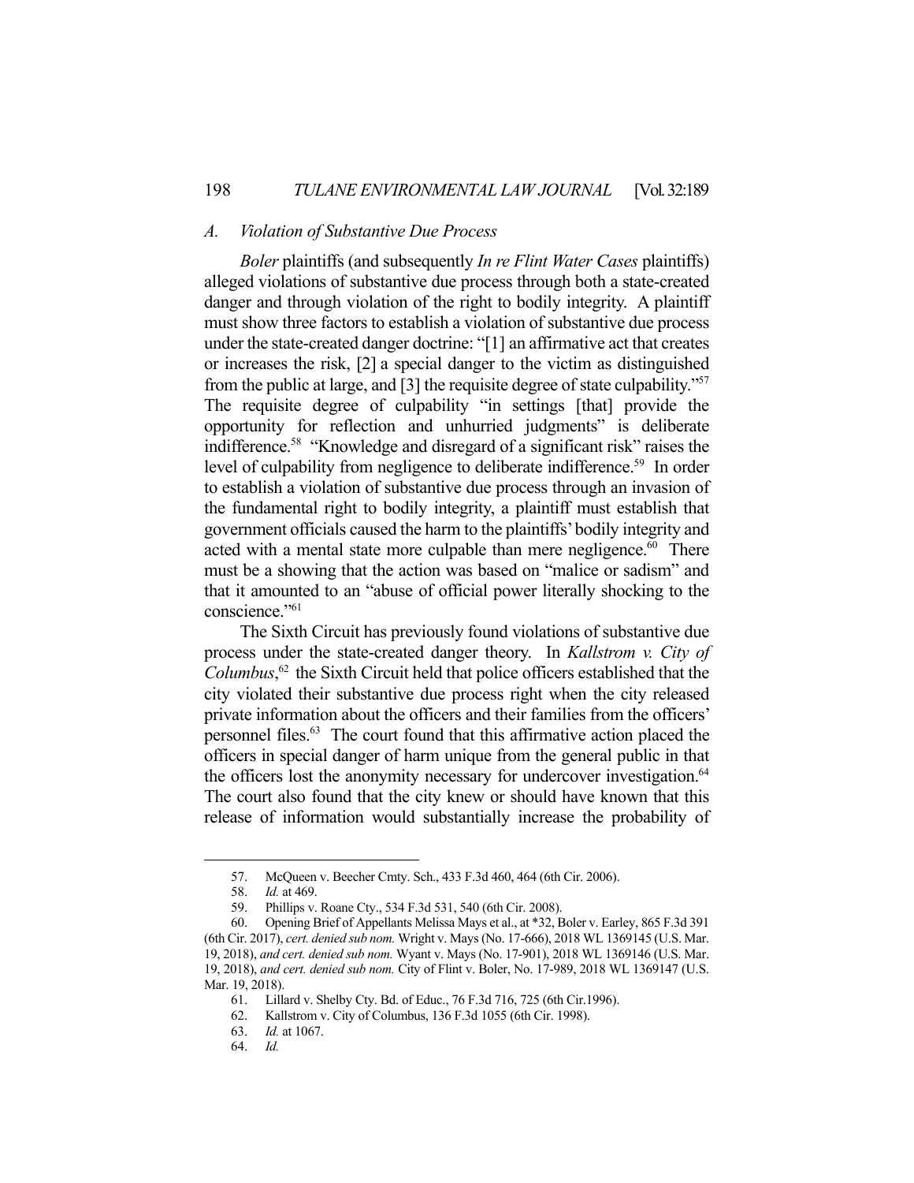### *A. Violation of Substantive Due Process*

*Boler* plaintiffs (and subsequently *In re Flint Water Cases* plaintiffs) alleged violations of substantive due process through both a state-created danger and through violation of the right to bodily integrity. A plaintiff must show three factors to establish a violation of substantive due process under the state-created danger doctrine: "[1] an affirmative act that creates or increases the risk, [2] a special danger to the victim as distinguished from the public at large, and [3] the requisite degree of state culpability."[57] The requisite degree of culpability "in settings [that] provide the opportunity for reflection and unhurried judgments" is deliberate indifference.[58] "Knowledge and disregard of a significant risk" raises the level of culpability from negligence to deliberate indifference.[59] In order to establish a violation of substantive due process through an invasion of the fundamental right to bodily integrity, a plaintiff must establish that government officials caused the harm to the plaintiffs' bodily integrity and acted with a mental state more culpable than mere negligence.[60] There must be a showing that the action was based on "malice or sadism" and that it amounted to an "abuse of official power literally shocking to the conscience."[61]

The Sixth Circuit has previously found violations of substantive due process under the state-created danger theory. In *Kallstrom v. City of Columbus*,[62] the Sixth Circuit held that police officers established that the city violated their substantive due process right when the city released private information about the officers and their families from the officers' personnel files.[63] The court found that this affirmative action placed the officers in special danger of harm unique from the general public in that the officers lost the anonymity necessary for undercover investigation.[64] The court also found that the city knew or should have known that this release of information would substantially increase the probability of

---

57. McQueen v. Beecher Cmty. Sch., 433 F.3d 460, 464 (6th Cir. 2006).

58. *Id.* at 469.

59. Phillips v. Roane Cty., 534 F.3d 531, 540 (6th Cir. 2008).

60. Opening Brief of Appellants Melissa Mays et al., at *32, Boler v. Earley, 865 F.3d 391 (6th Cir. 2017), *cert. denied sub nom.* Wright v. Mays (No. 17-666), 2018 WL 1369145 (U.S. Mar. 19, 2018), *and cert. denied sub nom.* Wyant v. Mays (No. 17-901), 2018 WL 1369146 (U.S. Mar. 19, 2018), *and cert. denied sub nom.* City of Flint v. Boler, No. 17-989, 2018 WL 1369147 (U.S. Mar. 19, 2018).

61. Lillard v. Shelby Cty. Bd. of Educ., 76 F.3d 716, 725 (6th Cir.1996).

62. Kallstrom v. City of Columbus, 136 F.3d 1055 (6th Cir. 1998).

63. *Id.* at 1067.

64. *Id.*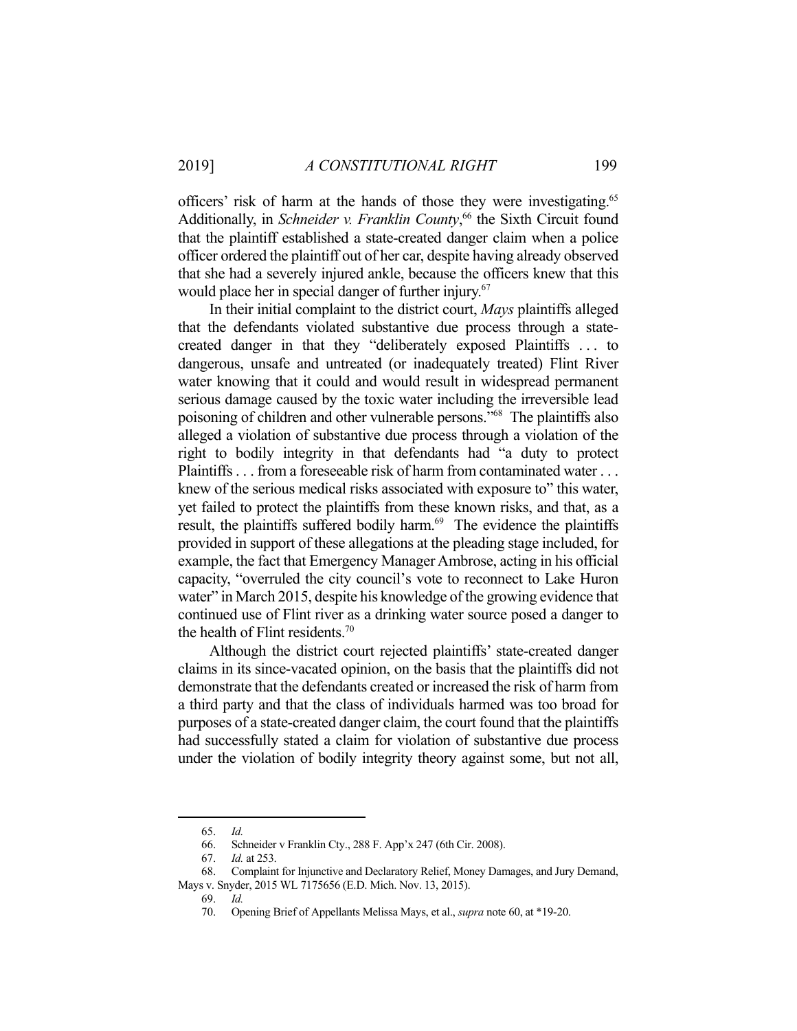officers' risk of harm at the hands of those they were investigating.[65] Additionally, in *Schneider v. Franklin County*,[66] the Sixth Circuit found that the plaintiff established a state-created danger claim when a police officer ordered the plaintiff out of her car, despite having already observed that she had a severely injured ankle, because the officers knew that this would place her in special danger of further injury.[67]

In their initial complaint to the district court, *Mays* plaintiffs alleged that the defendants violated substantive due process through a state-created danger in that they "deliberately exposed Plaintiffs . . . to dangerous, unsafe and untreated (or inadequately treated) Flint River water knowing that it could and would result in widespread permanent serious damage caused by the toxic water including the irreversible lead poisoning of children and other vulnerable persons."[68] The plaintiffs also alleged a violation of substantive due process through a violation of the right to bodily integrity in that defendants had "a duty to protect Plaintiffs . . . from a foreseeable risk of harm from contaminated water . . . knew of the serious medical risks associated with exposure to" this water, yet failed to protect the plaintiffs from these known risks, and that, as a result, the plaintiffs suffered bodily harm.[69] The evidence the plaintiffs provided in support of these allegations at the pleading stage included, for example, the fact that Emergency Manager Ambrose, acting in his official capacity, "overruled the city council's vote to reconnect to Lake Huron water" in March 2015, despite his knowledge of the growing evidence that continued use of Flint river as a drinking water source posed a danger to the health of Flint residents.[70]

Although the district court rejected plaintiffs' state-created danger claims in its since-vacated opinion, on the basis that the plaintiffs did not demonstrate that the defendants created or increased the risk of harm from a third party and that the class of individuals harmed was too broad for purposes of a state-created danger claim, the court found that the plaintiffs had successfully stated a claim for violation of substantive due process under the violation of bodily integrity theory against some, but not all,

---

65. *Id.*
66. Schneider v Franklin Cty., 288 F. App'x 247 (6th Cir. 2008).
67. *Id.* at 253.
68. Complaint for Injunctive and Declaratory Relief, Money Damages, and Jury Demand, Mays v. Snyder, 2015 WL 7175656 (E.D. Mich. Nov. 13, 2015).
69. *Id.*
70. Opening Brief of Appellants Melissa Mays, et al., *supra* note 60, at *19-20.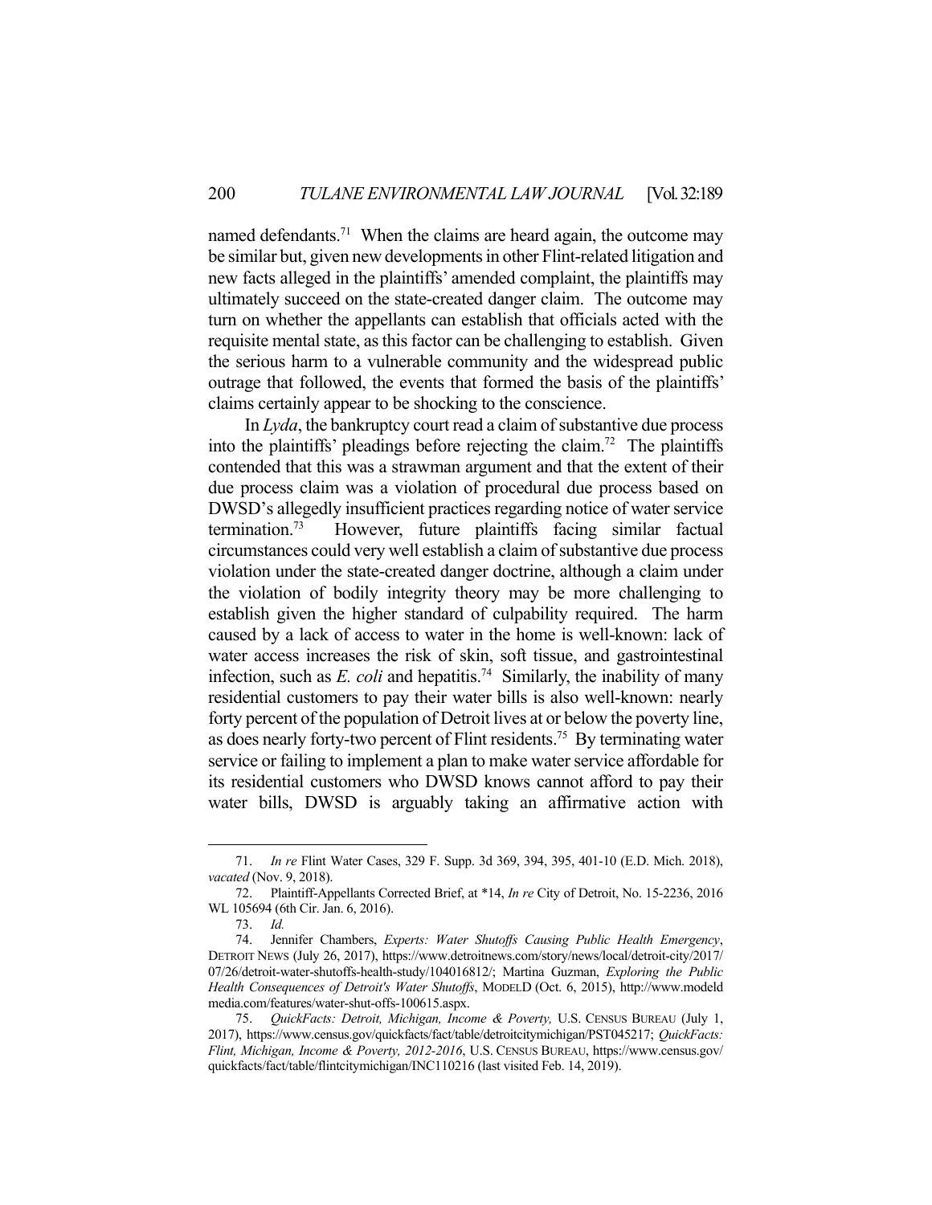named defendants.[71] When the claims are heard again, the outcome may be similar but, given new developments in other Flint-related litigation and new facts alleged in the plaintiffs' amended complaint, the plaintiffs may ultimately succeed on the state-created danger claim. The outcome may turn on whether the appellants can establish that officials acted with the requisite mental state, as this factor can be challenging to establish. Given the serious harm to a vulnerable community and the widespread public outrage that followed, the events that formed the basis of the plaintiffs' claims certainly appear to be shocking to the conscience.

In *Lyda*, the bankruptcy court read a claim of substantive due process into the plaintiffs' pleadings before rejecting the claim.[72] The plaintiffs contended that this was a strawman argument and that the extent of their due process claim was a violation of procedural due process based on DWSD's allegedly insufficient practices regarding notice of water service termination.[73] However, future plaintiffs facing similar factual circumstances could very well establish a claim of substantive due process violation under the state-created danger doctrine, although a claim under the violation of bodily integrity theory may be more challenging to establish given the higher standard of culpability required. The harm caused by a lack of access to water in the home is well-known: lack of water access increases the risk of skin, soft tissue, and gastrointestinal infection, such as *E. coli* and hepatitis.[74] Similarly, the inability of many residential customers to pay their water bills is also well-known: nearly forty percent of the population of Detroit lives at or below the poverty line, as does nearly forty-two percent of Flint residents.[75] By terminating water service or failing to implement a plan to make water service affordable for its residential customers who DWSD knows cannot afford to pay their water bills, DWSD is arguably taking an affirmative action with

---

71. *In re* Flint Water Cases, 329 F. Supp. 3d 369, 394, 395, 401-10 (E.D. Mich. 2018), *vacated* (Nov. 9, 2018).

72. Plaintiff-Appellants Corrected Brief, at *14, *In re* City of Detroit, No. 15-2236, 2016 WL 105694 (6th Cir. Jan. 6, 2016).

73. *Id.*

74. Jennifer Chambers, *Experts: Water Shutoffs Causing Public Health Emergency*, DETROIT NEWS (July 26, 2017), https://www.detroitnews.com/story/news/local/detroit-city/2017/07/26/detroit-water-shutoffs-health-study/104016812/; Martina Guzman, *Exploring the Public Health Consequences of Detroit's Water Shutoffs*, MODELD (Oct. 6, 2015), http://www.modeldmedia.com/features/water-shut-offs-100615.aspx.

75. *QuickFacts: Detroit, Michigan, Income & Poverty,* U.S. CENSUS BUREAU (July 1, 2017), https://www.census.gov/quickfacts/fact/table/detroitcitymichigan/PST045217; *QuickFacts: Flint, Michigan, Income & Poverty, 2012-2016*, U.S. CENSUS BUREAU, https://www.census.gov/quickfacts/fact/table/flintcitymichigan/INC110216 (last visited Feb. 14, 2019).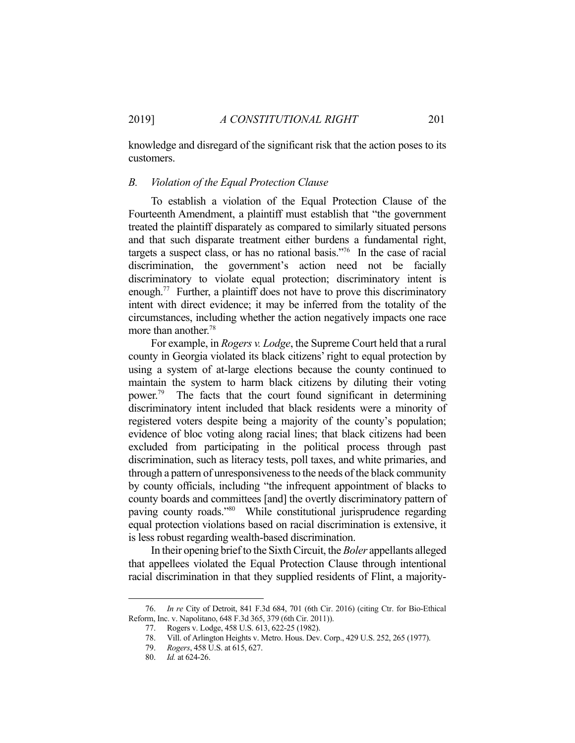knowledge and disregard of the significant risk that the action poses to its customers.

### *B. Violation of the Equal Protection Clause*

To establish a violation of the Equal Protection Clause of the Fourteenth Amendment, a plaintiff must establish that "the government treated the plaintiff disparately as compared to similarly situated persons and that such disparate treatment either burdens a fundamental right, targets a suspect class, or has no rational basis."[76] In the case of racial discrimination, the government's action need not be facially discriminatory to violate equal protection; discriminatory intent is enough.[77] Further, a plaintiff does not have to prove this discriminatory intent with direct evidence; it may be inferred from the totality of the circumstances, including whether the action negatively impacts one race more than another.[78]

For example, in *Rogers v. Lodge*, the Supreme Court held that a rural county in Georgia violated its black citizens' right to equal protection by using a system of at-large elections because the county continued to maintain the system to harm black citizens by diluting their voting power.[79] The facts that the court found significant in determining discriminatory intent included that black residents were a minority of registered voters despite being a majority of the county's population; evidence of bloc voting along racial lines; that black citizens had been excluded from participating in the political process through past discrimination, such as literacy tests, poll taxes, and white primaries, and through a pattern of unresponsiveness to the needs of the black community by county officials, including "the infrequent appointment of blacks to county boards and committees [and] the overtly discriminatory pattern of paving county roads."[80] While constitutional jurisprudence regarding equal protection violations based on racial discrimination is extensive, it is less robust regarding wealth-based discrimination.

In their opening brief to the Sixth Circuit, the *Boler* appellants alleged that appellees violated the Equal Protection Clause through intentional racial discrimination in that they supplied residents of Flint, a majority-

---

76. *In re* City of Detroit, 841 F.3d 684, 701 (6th Cir. 2016) (citing Ctr. for Bio-Ethical Reform, Inc. v. Napolitano, 648 F.3d 365, 379 (6th Cir. 2011)).

77. Rogers v. Lodge, 458 U.S. 613, 622-25 (1982).

78. Vill. of Arlington Heights v. Metro. Hous. Dev. Corp., 429 U.S. 252, 265 (1977).

79. *Rogers*, 458 U.S. at 615, 627.

80. *Id.* at 624-26.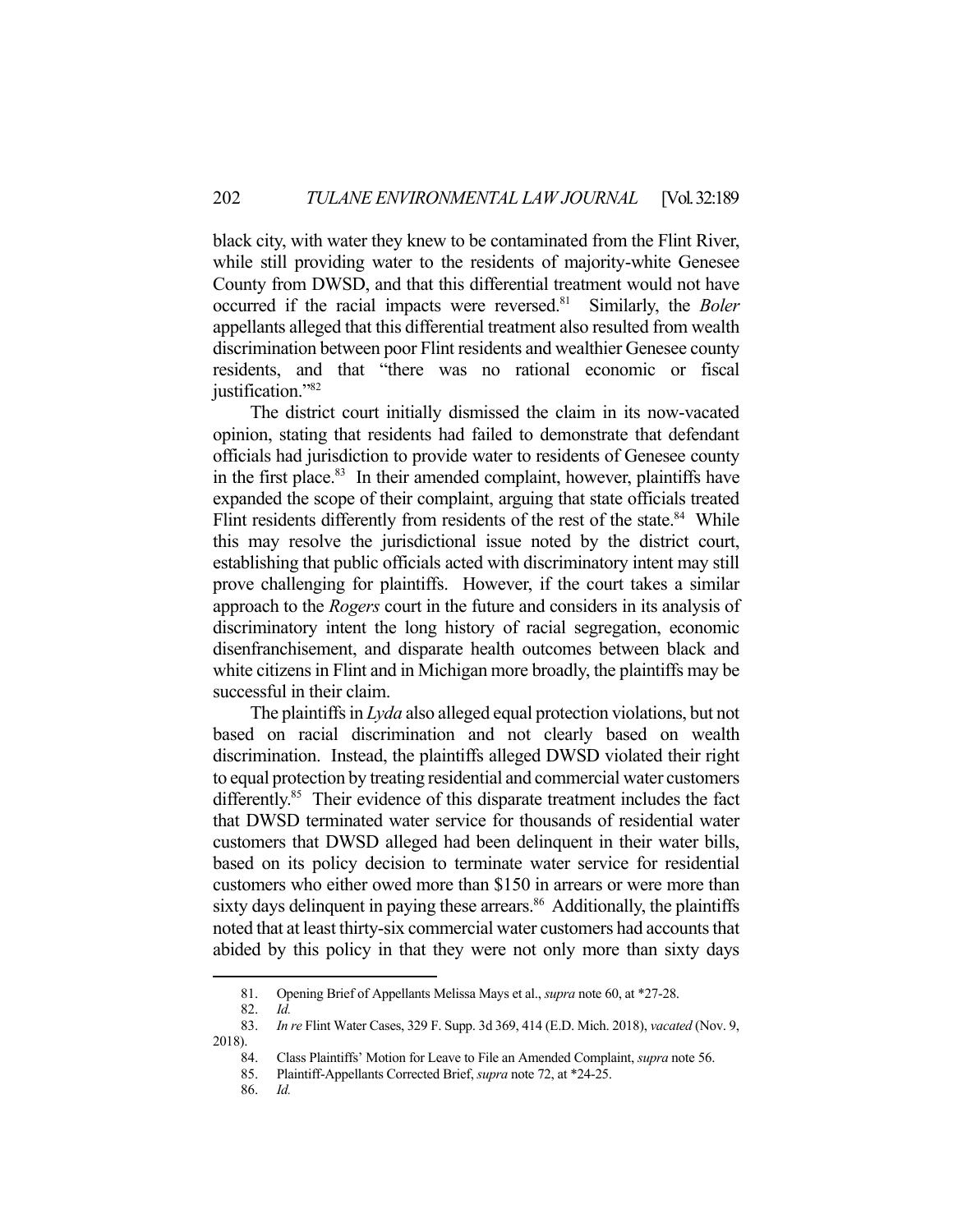black city, with water they knew to be contaminated from the Flint River, while still providing water to the residents of majority-white Genesee County from DWSD, and that this differential treatment would not have occurred if the racial impacts were reversed.[81] Similarly, the *Boler* appellants alleged that this differential treatment also resulted from wealth discrimination between poor Flint residents and wealthier Genesee county residents, and that "there was no rational economic or fiscal justification."[82]

The district court initially dismissed the claim in its now-vacated opinion, stating that residents had failed to demonstrate that defendant officials had jurisdiction to provide water to residents of Genesee county in the first place.[83] In their amended complaint, however, plaintiffs have expanded the scope of their complaint, arguing that state officials treated Flint residents differently from residents of the rest of the state.[84] While this may resolve the jurisdictional issue noted by the district court, establishing that public officials acted with discriminatory intent may still prove challenging for plaintiffs. However, if the court takes a similar approach to the *Rogers* court in the future and considers in its analysis of discriminatory intent the long history of racial segregation, economic disenfranchisement, and disparate health outcomes between black and white citizens in Flint and in Michigan more broadly, the plaintiffs may be successful in their claim.

The plaintiffs in *Lyda* also alleged equal protection violations, but not based on racial discrimination and not clearly based on wealth discrimination. Instead, the plaintiffs alleged DWSD violated their right to equal protection by treating residential and commercial water customers differently.[85] Their evidence of this disparate treatment includes the fact that DWSD terminated water service for thousands of residential water customers that DWSD alleged had been delinquent in their water bills, based on its policy decision to terminate water service for residential customers who either owed more than $150 in arrears or were more than sixty days delinquent in paying these arrears.[86] Additionally, the plaintiffs noted that at least thirty-six commercial water customers had accounts that abided by this policy in that they were not only more than sixty days

---

81. Opening Brief of Appellants Melissa Mays et al., *supra* note 60, at *27-28.

82. *Id.*

83. *In re* Flint Water Cases, 329 F. Supp. 3d 369, 414 (E.D. Mich. 2018), *vacated* (Nov. 9, 2018).

84. Class Plaintiffs' Motion for Leave to File an Amended Complaint, *supra* note 56.

85. Plaintiff-Appellants Corrected Brief, *supra* note 72, at *24-25.

86. *Id.*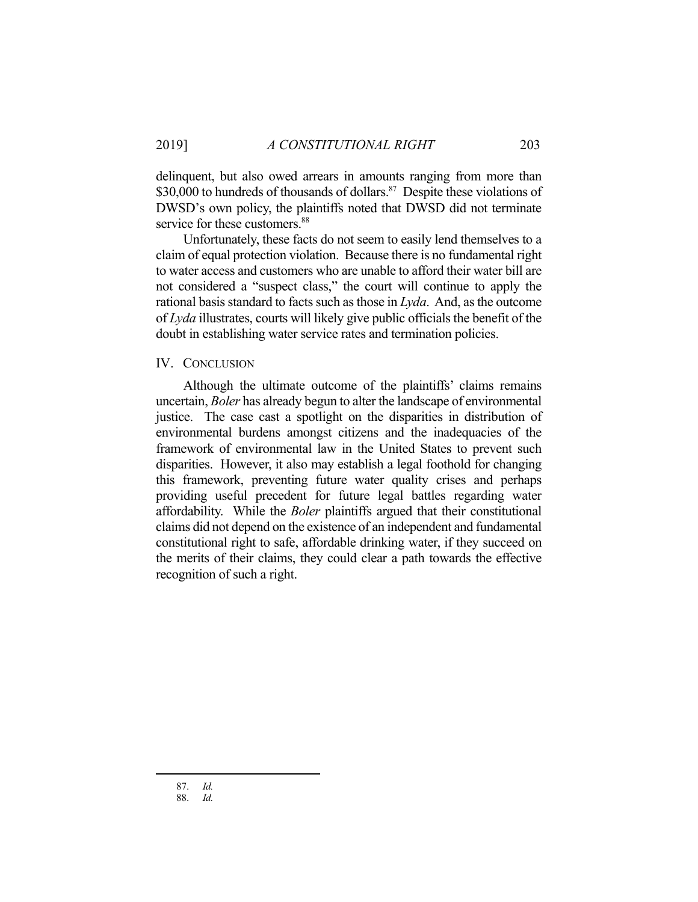delinquent, but also owed arrears in amounts ranging from more than $30,000 to hundreds of thousands of dollars.[87] Despite these violations of DWSD's own policy, the plaintiffs noted that DWSD did not terminate service for these customers.[88]

Unfortunately, these facts do not seem to easily lend themselves to a claim of equal protection violation. Because there is no fundamental right to water access and customers who are unable to afford their water bill are not considered a "suspect class," the court will continue to apply the rational basis standard to facts such as those in *Lyda*. And, as the outcome of *Lyda* illustrates, courts will likely give public officials the benefit of the doubt in establishing water service rates and termination policies.

## IV. CONCLUSION

Although the ultimate outcome of the plaintiffs' claims remains uncertain, *Boler* has already begun to alter the landscape of environmental justice. The case cast a spotlight on the disparities in distribution of environmental burdens amongst citizens and the inadequacies of the framework of environmental law in the United States to prevent such disparities. However, it also may establish a legal foothold for changing this framework, preventing future water quality crises and perhaps providing useful precedent for future legal battles regarding water affordability. While the *Boler* plaintiffs argued that their constitutional claims did not depend on the existence of an independent and fundamental constitutional right to safe, affordable drinking water, if they succeed on the merits of their claims, they could clear a path towards the effective recognition of such a right.

---

87. *Id.*
88. *Id.*